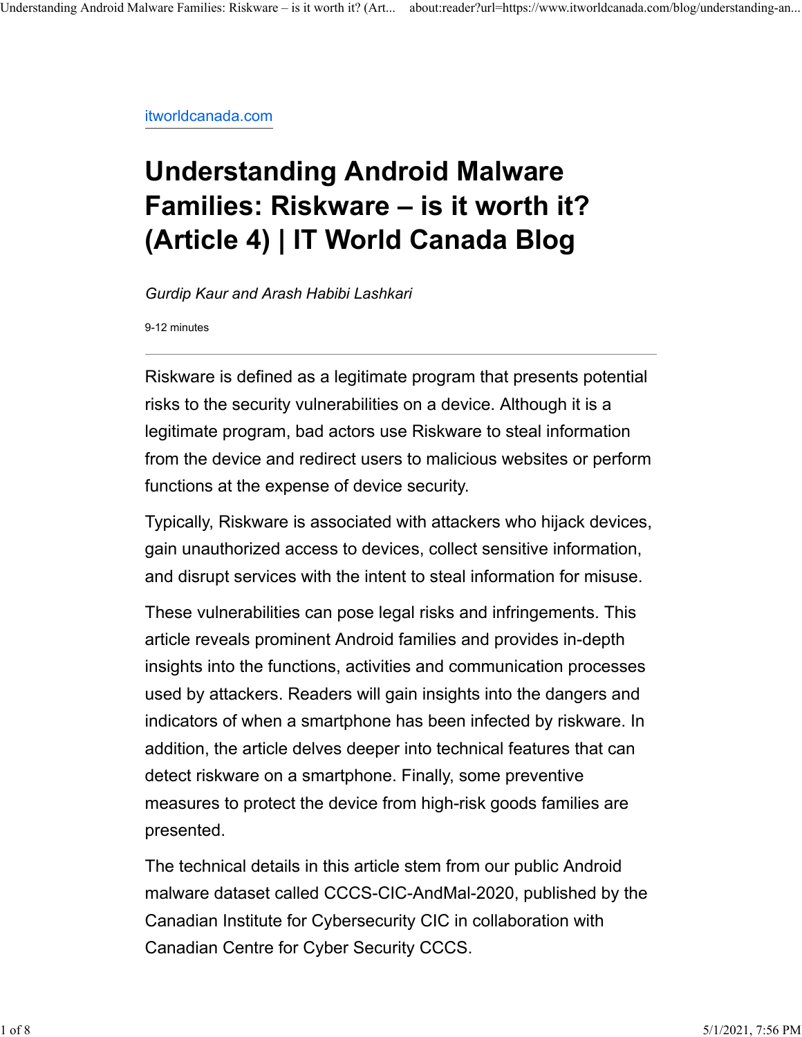itworldcanada.com

# Understanding Android Malware Families: Riskware – is it worth it? (Article 4) | IT World Canada Blog

*Gurdip Kaur and Arash Habibi Lashkari*

9-12 minutes

---

Riskware is defined as a legitimate program that presents potential risks to the security vulnerabilities on a device. Although it is a legitimate program, bad actors use Riskware to steal information from the device and redirect users to malicious websites or perform functions at the expense of device security.

Typically, Riskware is associated with attackers who hijack devices, gain unauthorized access to devices, collect sensitive information, and disrupt services with the intent to steal information for misuse.

These vulnerabilities can pose legal risks and infringements. This article reveals prominent Android families and provides in-depth insights into the functions, activities and communication processes used by attackers. Readers will gain insights into the dangers and indicators of when a smartphone has been infected by riskware. In addition, the article delves deeper into technical features that can detect riskware on a smartphone. Finally, some preventive measures to protect the device from high-risk goods families are presented.

The technical details in this article stem from our public Android malware dataset called CCCS-CIC-AndMal-2020, published by the Canadian Institute for Cybersecurity CIC in collaboration with Canadian Centre for Cyber Security CCCS.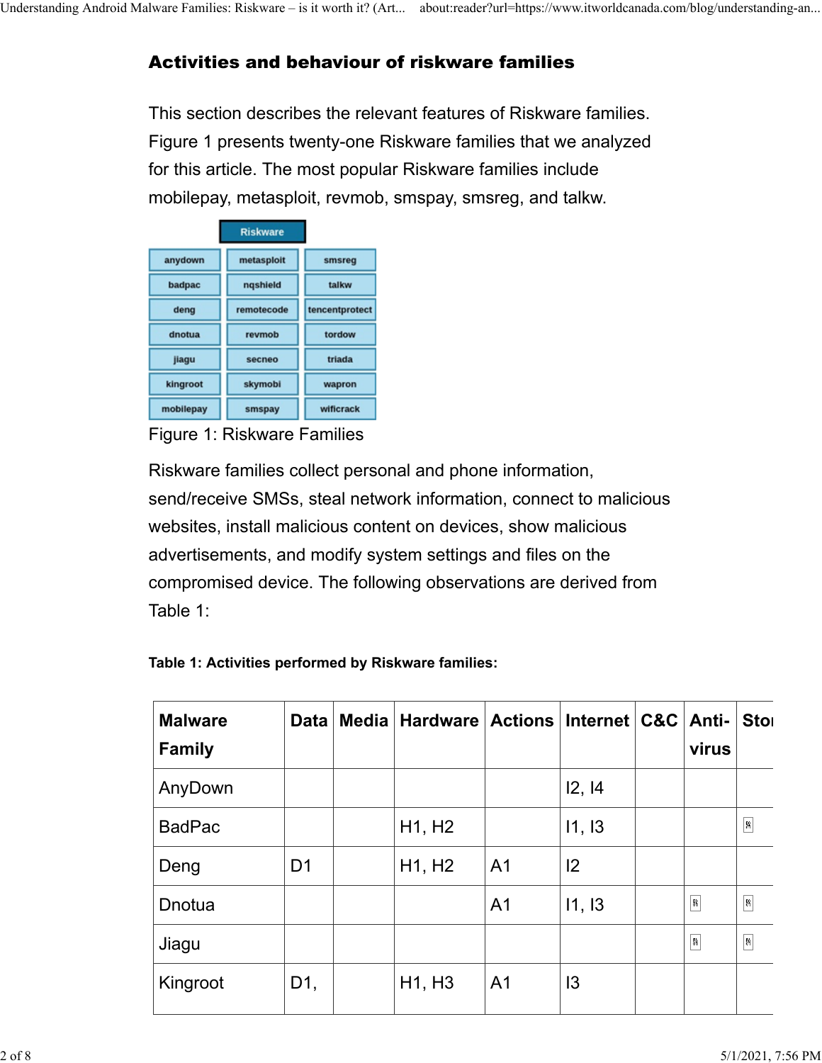### Activities and behaviour of riskware families

This section describes the relevant features of Riskware families. Figure 1 presents twenty-one Riskware families that we analyzed for this article. The most popular Riskware families include mobilepay, metasploit, revmob, smspay, smsreg, and talkw.

| Riskware | | |
|---|---|---|
| anydown | metasploit | smsreg |
| badpac | nqshield | talkw |
| deng | remotecode | tencentprotect |
| dnotua | revmob | tordow |
| jiagu | secneo | triada |
| kingroot | skymobi | wapron |
| mobilepay | smspay | wificrack |

Figure 1: Riskware Families

Riskware families collect personal and phone information, send/receive SMSs, steal network information, connect to malicious websites, install malicious content on devices, show malicious advertisements, and modify system settings and files on the compromised device. The following observations are derived from Table 1:

**Table 1: Activities performed by Riskware families:**

| Malware Family | Data | Media | Hardware | Actions | Internet | C&C | Anti-virus | Stor |
|---|---|---|---|---|---|---|---|---|
| AnyDown | | | | | I2, I4 | | | |
| BadPac | | | H1, H2 | | I1, I3 | | | ✓ |
| Deng | D1 | | H1, H2 | A1 | I2 | | | |
| Dnotua | | | | A1 | I1, I3 | | ✓ | ✓ |
| Jiagu | | | | | | | ✓ | ✓ |
| Kingroot | D1, | | H1, H3 | A1 | I3 | | | |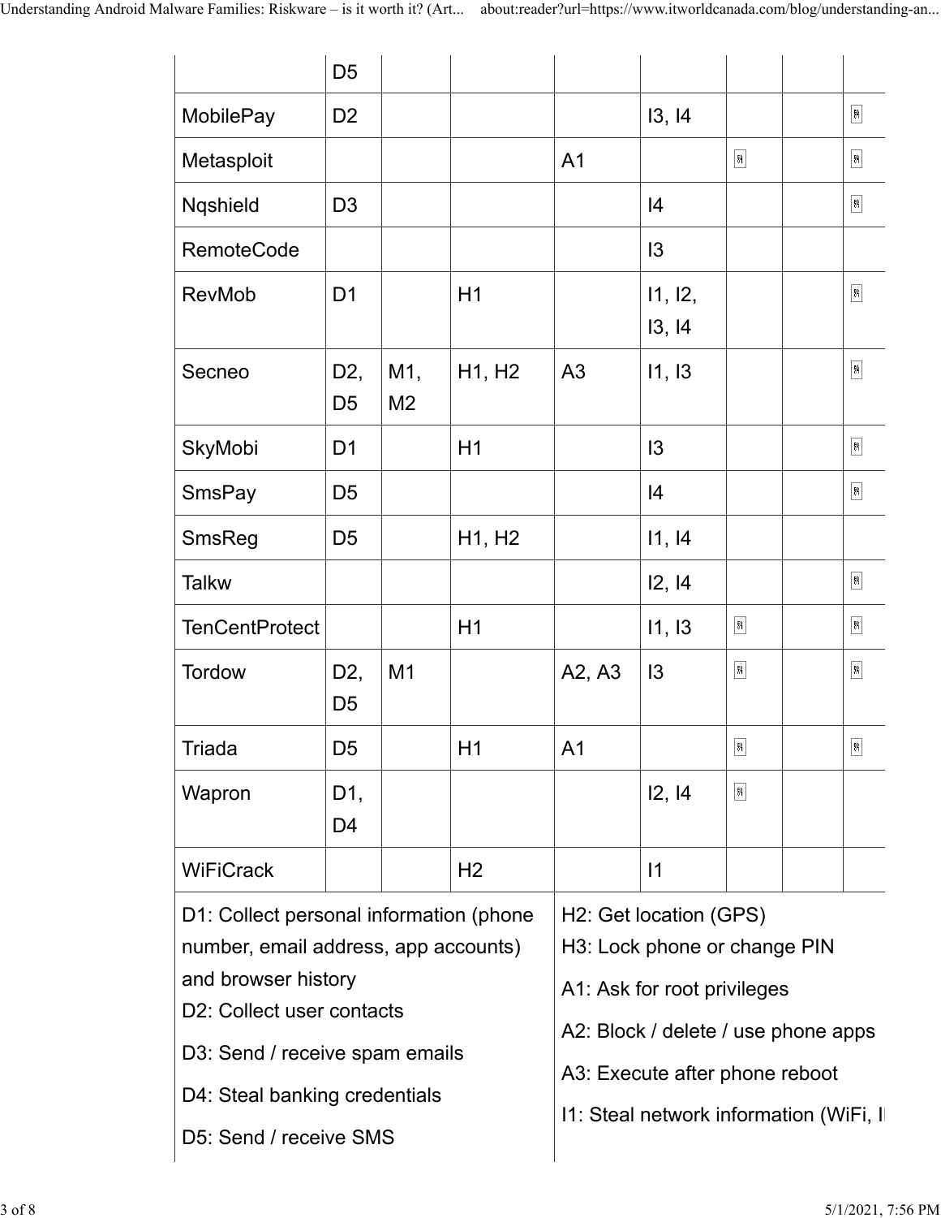| | | | | | | | | |
|---|---|---|---|---|---|---|---|---|
| | D5 | | | | | | | |
| MobilePay | D2 | | | | I3, I4 | | | ✓ |
| Metasploit | | | | A1 | | ✓ | | ✓ |
| Nqshield | D3 | | | | I4 | | | ✓ |
| RemoteCode | | | | | I3 | | | |
| RevMob | D1 | | H1 | | I1, I2, I3, I4 | | | ✓ |
| Secneo | D2, D5 | M1, M2 | H1, H2 | A3 | I1, I3 | | | ✓ |
| SkyMobi | D1 | | H1 | | I3 | | | ✓ |
| SmsPay | D5 | | | | I4 | | | ✓ |
| SmsReg | D5 | | H1, H2 | | I1, I4 | | | |
| Talkw | | | | | I2, I4 | | | ✓ |
| TenCentProtect | | | H1 | | I1, I3 | ✓ | | ✓ |
| Tordow | D2, D5 | M1 | | A2, A3 | I3 | ✓ | | ✓ |
| Triada | D5 | | H1 | A1 | | ✓ | | ✓ |
| Wapron | D1, D4 | | | | I2, I4 | ✓ | | |
| WiFiCrack | | | H2 | | I1 | | | |

D1: Collect personal information (phone number, email address, app accounts) and browser history

D2: Collect user contacts

D3: Send / receive spam emails

D4: Steal banking credentials

D5: Send / receive SMS

H2: Get location (GPS)

H3: Lock phone or change PIN

A1: Ask for root privileges

A2: Block / delete / use phone apps

A3: Execute after phone reboot

I1: Steal network information (WiFi, I